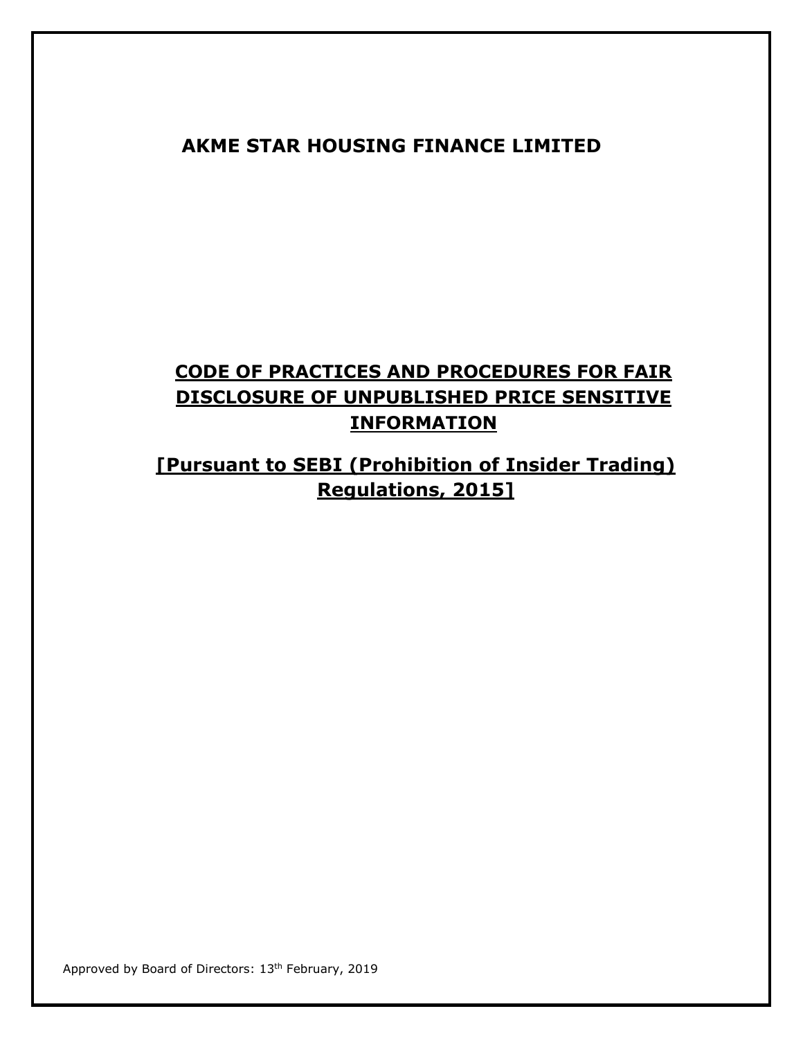# AKME STAR HOUSING FINANCE LIMITED

## CODE OF PRACTICES AND PROCEDURES FOR FAIR DISCLOSURE OF UNPUBLISHED PRICE SENSITIVE INFORMATION

## [Pursuant to SEBI (Prohibition of Insider Trading) Regulations, 2015]

Approved by Board of Directors: 13th February, 2019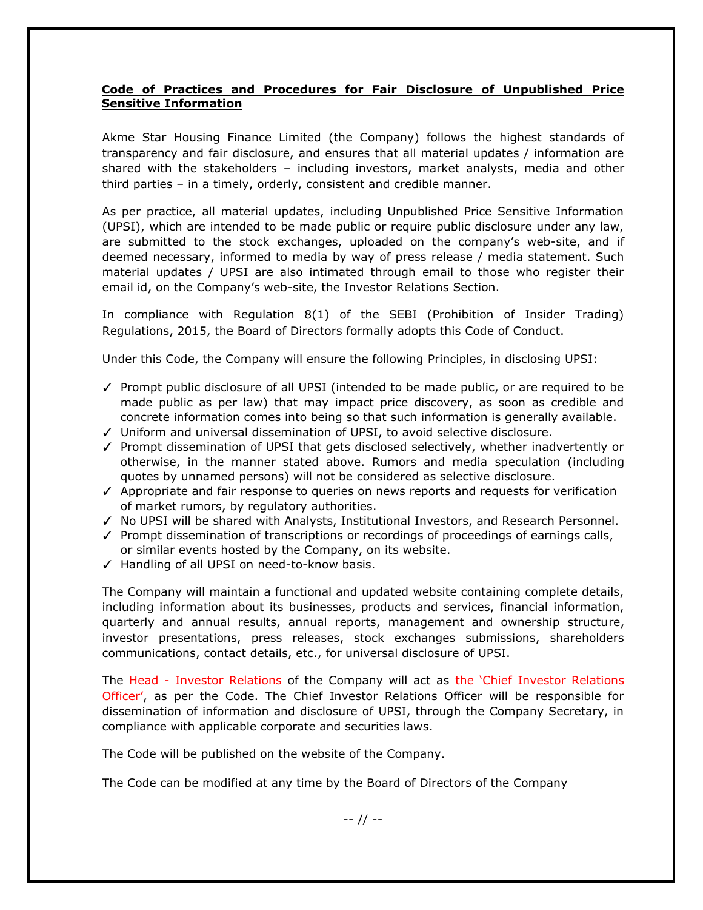**Code of Practices and Procedures for Fair Disclosure of Unpublished Price Sensitive Information**

Akme Star Housing Finance Limited (the Company) follows the highest standards of transparency and fair disclosure, and ensures that all material updates / information are shared with the stakeholders – including investors, market analysts, media and other third parties – in a timely, orderly, consistent and credible manner.

As per practice, all material updates, including Unpublished Price Sensitive Information (UPSI), which are intended to be made public or require public disclosure under any law, are submitted to the stock exchanges, uploaded on the company's web-site, and if deemed necessary, informed to media by way of press release / media statement. Such material updates / UPSI are also intimated through email to those who register their email id, on the Company's web-site, the Investor Relations Section.

In compliance with Regulation 8(1) of the SEBI (Prohibition of Insider Trading) Regulations, 2015, the Board of Directors formally adopts this Code of Conduct.

Under this Code, the Company will ensure the following Principles, in disclosing UPSI:

- ✓ Prompt public disclosure of all UPSI (intended to be made public, or are required to be made public as per law) that may impact price discovery, as soon as credible and concrete information comes into being so that such information is generally available.
- ✓ Uniform and universal dissemination of UPSI, to avoid selective disclosure.
- ✓ Prompt dissemination of UPSI that gets disclosed selectively, whether inadvertently or otherwise, in the manner stated above. Rumors and media speculation (including quotes by unnamed persons) will not be considered as selective disclosure.
- ✓ Appropriate and fair response to queries on news reports and requests for verification of market rumors, by regulatory authorities.
- ✓ No UPSI will be shared with Analysts, Institutional Investors, and Research Personnel.
- ✓ Prompt dissemination of transcriptions or recordings of proceedings of earnings calls, or similar events hosted by the Company, on its website.
- ✓ Handling of all UPSI on need-to-know basis.

The Company will maintain a functional and updated website containing complete details, including information about its businesses, products and services, financial information, quarterly and annual results, annual reports, management and ownership structure, investor presentations, press releases, stock exchanges submissions, shareholders communications, contact details, etc., for universal disclosure of UPSI.

The Head - Investor Relations of the Company will act as the 'Chief Investor Relations Officer', as per the Code. The Chief Investor Relations Officer will be responsible for dissemination of information and disclosure of UPSI, through the Company Secretary, in compliance with applicable corporate and securities laws.

The Code will be published on the website of the Company.

The Code can be modified at any time by the Board of Directors of the Company

-- // --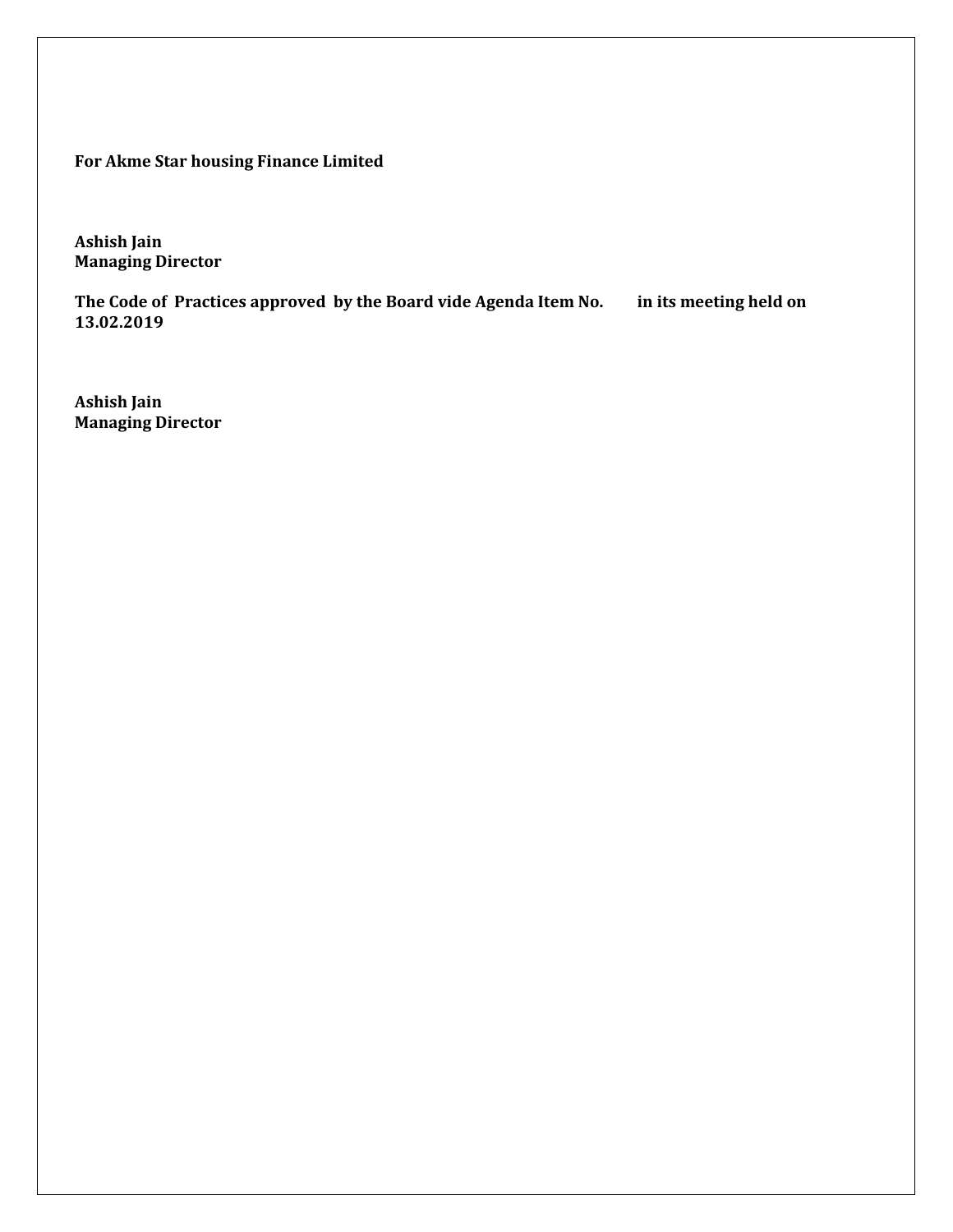**For Akme Star housing Finance Limited**

**Ashish Jain**
**Managing Director**

**The Code of Practices approved by the Board vide Agenda Item No. in its meeting held on 13.02.2019**

**Ashish Jain**
**Managing Director**